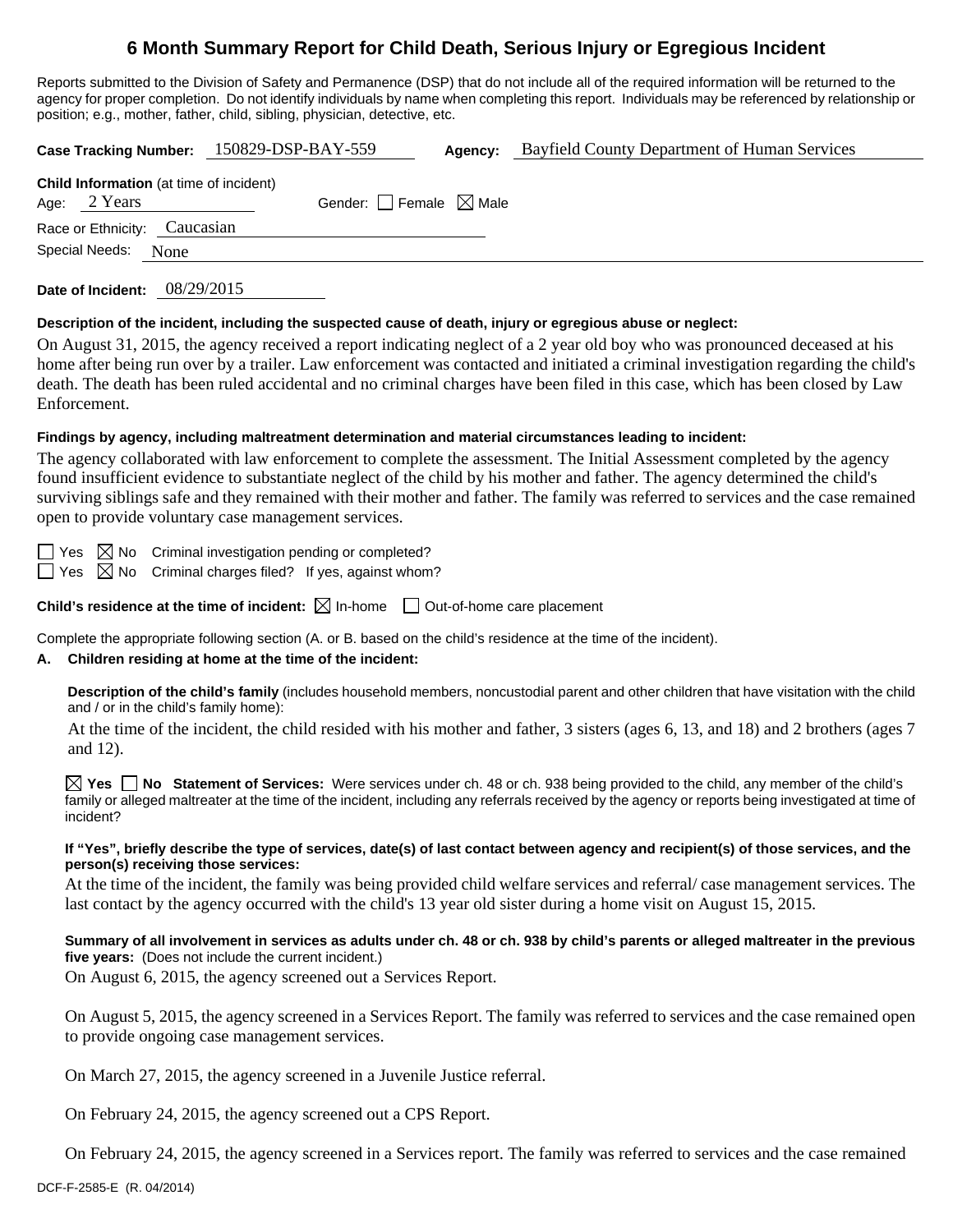# 6 Month Summary Report for Child Death, Serious Injury or Egregious Incident

Reports submitted to the Division of Safety and Permanence (DSP) that do not include all of the required information will be returned to the agency for proper completion. Do not identify individuals by name when completing this report. Individuals may be referenced by relationship or position; e.g., mother, father, child, sibling, physician, detective, etc.

**Case Tracking Number:** 150829-DSP-BAY-559 **Agency:** Bayfield County Department of Human Services

**Child Information** (at time of incident)
Age: 2 Years Gender: ☐ Female ☒ Male
Race or Ethnicity: Caucasian
Special Needs: None

**Date of Incident:** 08/29/2015

**Description of the incident, including the suspected cause of death, injury or egregious abuse or neglect:**

On August 31, 2015, the agency received a report indicating neglect of a 2 year old boy who was pronounced deceased at his home after being run over by a trailer. Law enforcement was contacted and initiated a criminal investigation regarding the child's death. The death has been ruled accidental and no criminal charges have been filed in this case, which has been closed by Law Enforcement.

**Findings by agency, including maltreatment determination and material circumstances leading to incident:**

The agency collaborated with law enforcement to complete the assessment. The Initial Assessment completed by the agency found insufficient evidence to substantiate neglect of the child by his mother and father. The agency determined the child's surviving siblings safe and they remained with their mother and father. The family was referred to services and the case remained open to provide voluntary case management services.

☐ Yes ☒ No Criminal investigation pending or completed?
☐ Yes ☒ No Criminal charges filed? If yes, against whom?

**Child's residence at the time of incident:** ☒ In-home ☐ Out-of-home care placement

Complete the appropriate following section (A. or B. based on the child's residence at the time of the incident).

**A. Children residing at home at the time of the incident:**

**Description of the child's family** (includes household members, noncustodial parent and other children that have visitation with the child and / or in the child's family home):

At the time of the incident, the child resided with his mother and father, 3 sisters (ages 6, 13, and 18) and 2 brothers (ages 7 and 12).

☒ **Yes** ☐ **No Statement of Services:** Were services under ch. 48 or ch. 938 being provided to the child, any member of the child's family or alleged maltreater at the time of the incident, including any referrals received by the agency or reports being investigated at time of incident?

**If "Yes", briefly describe the type of services, date(s) of last contact between agency and recipient(s) of those services, and the person(s) receiving those services:**

At the time of the incident, the family was being provided child welfare services and referral/ case management services. The last contact by the agency occurred with the child's 13 year old sister during a home visit on August 15, 2015.

**Summary of all involvement in services as adults under ch. 48 or ch. 938 by child's parents or alleged maltreater in the previous five years:** (Does not include the current incident.)

On August 6, 2015, the agency screened out a Services Report.

On August 5, 2015, the agency screened in a Services Report. The family was referred to services and the case remained open to provide ongoing case management services.

On March 27, 2015, the agency screened in a Juvenile Justice referral.

On February 24, 2015, the agency screened out a CPS Report.

On February 24, 2015, the agency screened in a Services report. The family was referred to services and the case remained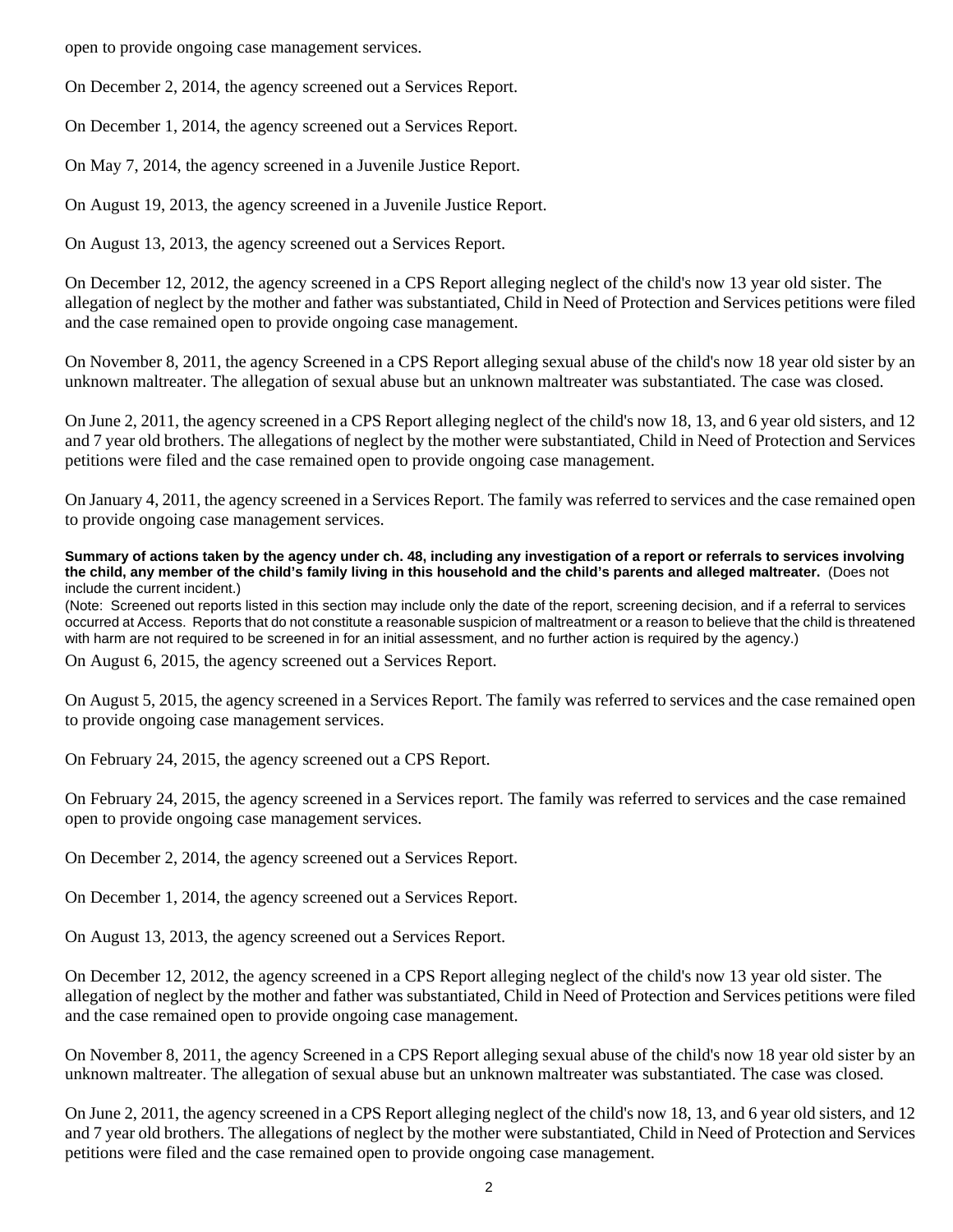open to provide ongoing case management services.

On December 2, 2014, the agency screened out a Services Report.

On December 1, 2014, the agency screened out a Services Report.

On May 7, 2014, the agency screened in a Juvenile Justice Report.

On August 19, 2013, the agency screened in a Juvenile Justice Report.

On August 13, 2013, the agency screened out a Services Report.

On December 12, 2012, the agency screened in a CPS Report alleging neglect of the child's now 13 year old sister. The allegation of neglect by the mother and father was substantiated, Child in Need of Protection and Services petitions were filed and the case remained open to provide ongoing case management.

On November 8, 2011, the agency Screened in a CPS Report alleging sexual abuse of the child's now 18 year old sister by an unknown maltreater. The allegation of sexual abuse but an unknown maltreater was substantiated. The case was closed.

On June 2, 2011, the agency screened in a CPS Report alleging neglect of the child's now 18, 13, and 6 year old sisters, and 12 and 7 year old brothers. The allegations of neglect by the mother were substantiated, Child in Need of Protection and Services petitions were filed and the case remained open to provide ongoing case management.

On January 4, 2011, the agency screened in a Services Report. The family was referred to services and the case remained open to provide ongoing case management services.

**Summary of actions taken by the agency under ch. 48, including any investigation of a report or referrals to services involving the child, any member of the child's family living in this household and the child's parents and alleged maltreater.** (Does not include the current incident.)

(Note: Screened out reports listed in this section may include only the date of the report, screening decision, and if a referral to services occurred at Access. Reports that do not constitute a reasonable suspicion of maltreatment or a reason to believe that the child is threatened with harm are not required to be screened in for an initial assessment, and no further action is required by the agency.)

On August 6, 2015, the agency screened out a Services Report.

On August 5, 2015, the agency screened in a Services Report. The family was referred to services and the case remained open to provide ongoing case management services.

On February 24, 2015, the agency screened out a CPS Report.

On February 24, 2015, the agency screened in a Services report. The family was referred to services and the case remained open to provide ongoing case management services.

On December 2, 2014, the agency screened out a Services Report.

On December 1, 2014, the agency screened out a Services Report.

On August 13, 2013, the agency screened out a Services Report.

On December 12, 2012, the agency screened in a CPS Report alleging neglect of the child's now 13 year old sister. The allegation of neglect by the mother and father was substantiated, Child in Need of Protection and Services petitions were filed and the case remained open to provide ongoing case management.

On November 8, 2011, the agency Screened in a CPS Report alleging sexual abuse of the child's now 18 year old sister by an unknown maltreater. The allegation of sexual abuse but an unknown maltreater was substantiated. The case was closed.

On June 2, 2011, the agency screened in a CPS Report alleging neglect of the child's now 18, 13, and 6 year old sisters, and 12 and 7 year old brothers. The allegations of neglect by the mother were substantiated, Child in Need of Protection and Services petitions were filed and the case remained open to provide ongoing case management.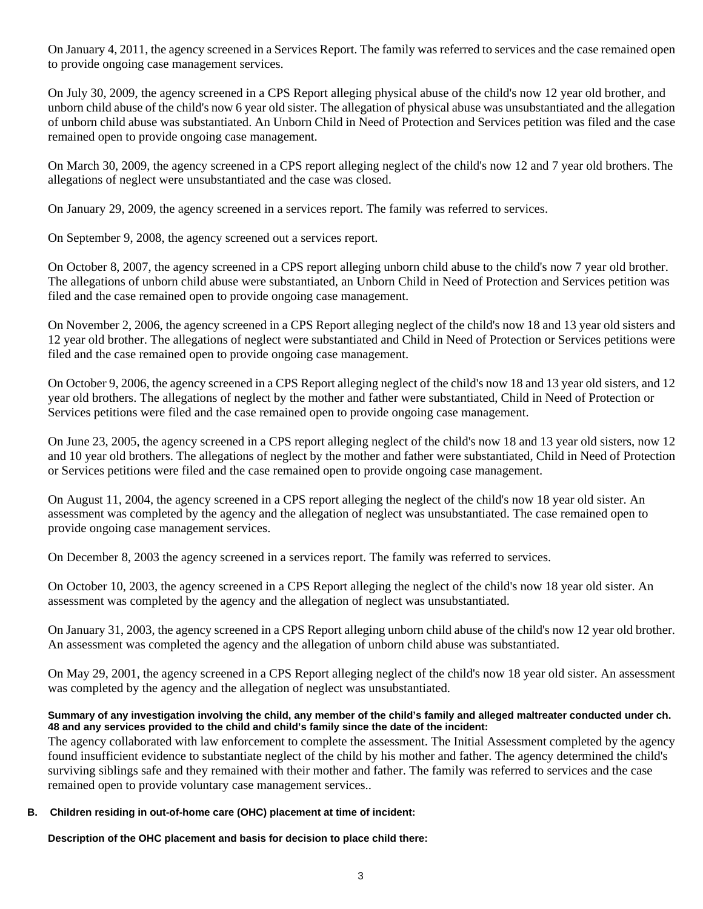On January 4, 2011, the agency screened in a Services Report. The family was referred to services and the case remained open to provide ongoing case management services.

On July 30, 2009, the agency screened in a CPS Report alleging physical abuse of the child's now 12 year old brother, and unborn child abuse of the child's now 6 year old sister. The allegation of physical abuse was unsubstantiated and the allegation of unborn child abuse was substantiated. An Unborn Child in Need of Protection and Services petition was filed and the case remained open to provide ongoing case management.

On March 30, 2009, the agency screened in a CPS report alleging neglect of the child's now 12 and 7 year old brothers. The allegations of neglect were unsubstantiated and the case was closed.

On January 29, 2009, the agency screened in a services report. The family was referred to services.

On September 9, 2008, the agency screened out a services report.

On October 8, 2007, the agency screened in a CPS report alleging unborn child abuse to the child's now 7 year old brother. The allegations of unborn child abuse were substantiated, an Unborn Child in Need of Protection and Services petition was filed and the case remained open to provide ongoing case management.

On November 2, 2006, the agency screened in a CPS Report alleging neglect of the child's now 18 and 13 year old sisters and 12 year old brother. The allegations of neglect were substantiated and Child in Need of Protection or Services petitions were filed and the case remained open to provide ongoing case management.

On October 9, 2006, the agency screened in a CPS Report alleging neglect of the child's now 18 and 13 year old sisters, and 12 year old brothers. The allegations of neglect by the mother and father were substantiated, Child in Need of Protection or Services petitions were filed and the case remained open to provide ongoing case management.

On June 23, 2005, the agency screened in a CPS report alleging neglect of the child's now 18 and 13 year old sisters, now 12 and 10 year old brothers. The allegations of neglect by the mother and father were substantiated, Child in Need of Protection or Services petitions were filed and the case remained open to provide ongoing case management.

On August 11, 2004, the agency screened in a CPS report alleging the neglect of the child's now 18 year old sister. An assessment was completed by the agency and the allegation of neglect was unsubstantiated. The case remained open to provide ongoing case management services.

On December 8, 2003 the agency screened in a services report. The family was referred to services.

On October 10, 2003, the agency screened in a CPS Report alleging the neglect of the child's now 18 year old sister. An assessment was completed by the agency and the allegation of neglect was unsubstantiated.

On January 31, 2003, the agency screened in a CPS Report alleging unborn child abuse of the child's now 12 year old brother. An assessment was completed the agency and the allegation of unborn child abuse was substantiated.

On May 29, 2001, the agency screened in a CPS Report alleging neglect of the child's now 18 year old sister. An assessment was completed by the agency and the allegation of neglect was unsubstantiated.

**Summary of any investigation involving the child, any member of the child's family and alleged maltreater conducted under ch. 48 and any services provided to the child and child's family since the date of the incident:**

The agency collaborated with law enforcement to complete the assessment. The Initial Assessment completed by the agency found insufficient evidence to substantiate neglect of the child by his mother and father. The agency determined the child's surviving siblings safe and they remained with their mother and father. The family was referred to services and the case remained open to provide voluntary case management services..

**B. Children residing in out-of-home care (OHC) placement at time of incident:**

**Description of the OHC placement and basis for decision to place child there:**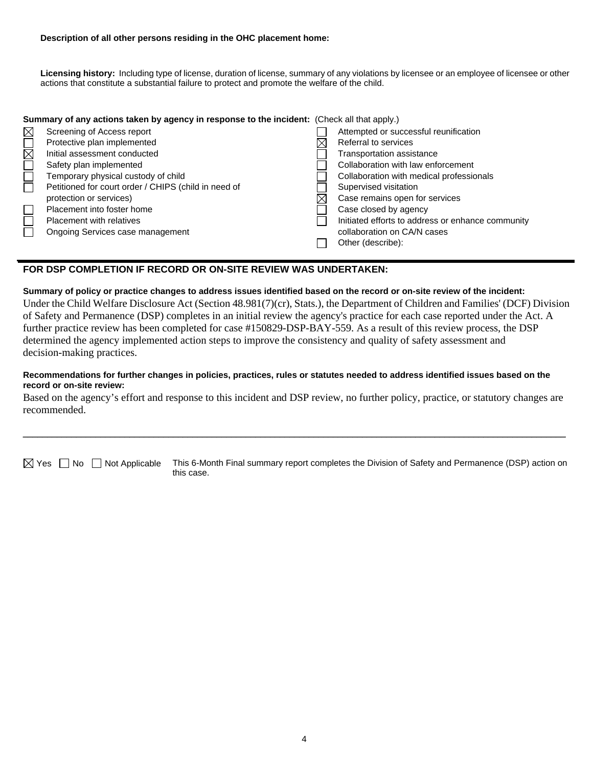**Description of all other persons residing in the OHC placement home:**

**Licensing history:** Including type of license, duration of license, summary of any violations by licensee or an employee of licensee or other actions that constitute a substantial failure to protect and promote the welfare of the child.

**Summary of any actions taken by agency in response to the incident:** (Check all that apply.)

- ☒ Screening of Access report
- ☐ Protective plan implemented
- ☒ Initial assessment conducted
- ☐ Safety plan implemented
- ☐ Temporary physical custody of child
- ☐ Petitioned for court order / CHIPS (child in need of protection or services)
- ☐ Placement into foster home
- ☐ Placement with relatives
- ☐ Ongoing Services case management
- ☐ Attempted or successful reunification
- ☒ Referral to services
- ☐ Transportation assistance
- ☐ Collaboration with law enforcement
- ☐ Collaboration with medical professionals
- ☐ Supervised visitation
- ☒ Case remains open for services
- ☐ Case closed by agency
- ☐ Initiated efforts to address or enhance community collaboration on CA/N cases
- ☐ Other (describe):

## FOR DSP COMPLETION IF RECORD OR ON-SITE REVIEW WAS UNDERTAKEN:

**Summary of policy or practice changes to address issues identified based on the record or on-site review of the incident:**

Under the Child Welfare Disclosure Act (Section 48.981(7)(cr), Stats.), the Department of Children and Families' (DCF) Division of Safety and Permanence (DSP) completes in an initial review the agency's practice for each case reported under the Act. A further practice review has been completed for case #150829-DSP-BAY-559. As a result of this review process, the DSP determined the agency implemented action steps to improve the consistency and quality of safety assessment and decision-making practices.

**Recommendations for further changes in policies, practices, rules or statutes needed to address identified issues based on the record or on-site review:**

Based on the agency's effort and response to this incident and DSP review, no further policy, practice, or statutory changes are recommended.

---

☒ Yes ☐ No ☐ Not Applicable — This 6-Month Final summary report completes the Division of Safety and Permanence (DSP) action on this case.